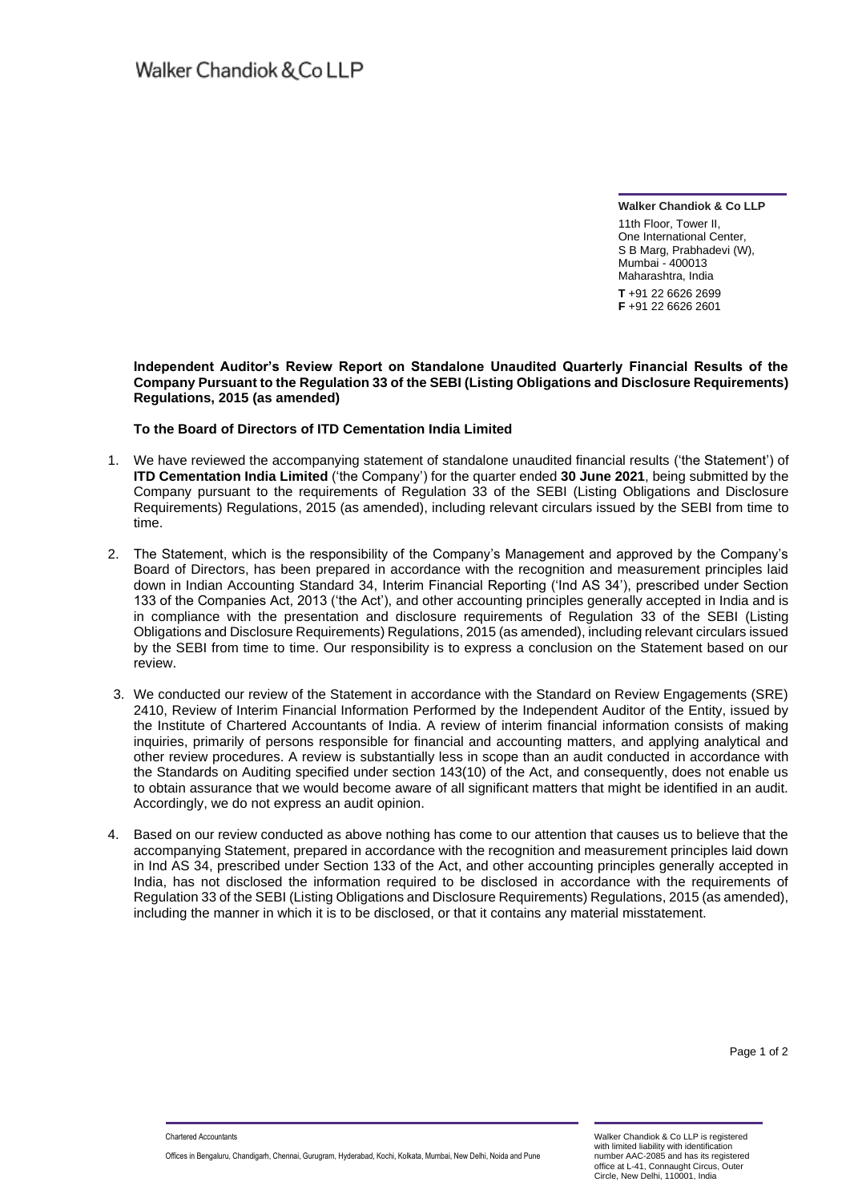Walker Chandiok & Co LLP

**Walker Chandiok & Co LLP**

11th Floor, Tower II,
One International Center,
S B Marg, Prabhadevi (W),
Mumbai - 400013
Maharashtra, India

**T** +91 22 6626 2699
**F** +91 22 6626 2601

**Independent Auditor's Review Report on Standalone Unaudited Quarterly Financial Results of the Company Pursuant to the Regulation 33 of the SEBI (Listing Obligations and Disclosure Requirements) Regulations, 2015 (as amended)**

**To the Board of Directors of ITD Cementation India Limited**

1. We have reviewed the accompanying statement of standalone unaudited financial results ('the Statement') of **ITD Cementation India Limited** ('the Company') for the quarter ended **30 June 2021**, being submitted by the Company pursuant to the requirements of Regulation 33 of the SEBI (Listing Obligations and Disclosure Requirements) Regulations, 2015 (as amended), including relevant circulars issued by the SEBI from time to time.

2. The Statement, which is the responsibility of the Company's Management and approved by the Company's Board of Directors, has been prepared in accordance with the recognition and measurement principles laid down in Indian Accounting Standard 34, Interim Financial Reporting ('Ind AS 34'), prescribed under Section 133 of the Companies Act, 2013 ('the Act'), and other accounting principles generally accepted in India and is in compliance with the presentation and disclosure requirements of Regulation 33 of the SEBI (Listing Obligations and Disclosure Requirements) Regulations, 2015 (as amended), including relevant circulars issued by the SEBI from time to time. Our responsibility is to express a conclusion on the Statement based on our review.

3. We conducted our review of the Statement in accordance with the Standard on Review Engagements (SRE) 2410, Review of Interim Financial Information Performed by the Independent Auditor of the Entity, issued by the Institute of Chartered Accountants of India. A review of interim financial information consists of making inquiries, primarily of persons responsible for financial and accounting matters, and applying analytical and other review procedures. A review is substantially less in scope than an audit conducted in accordance with the Standards on Auditing specified under section 143(10) of the Act, and consequently, does not enable us to obtain assurance that we would become aware of all significant matters that might be identified in an audit. Accordingly, we do not express an audit opinion.

4. Based on our review conducted as above nothing has come to our attention that causes us to believe that the accompanying Statement, prepared in accordance with the recognition and measurement principles laid down in Ind AS 34, prescribed under Section 133 of the Act, and other accounting principles generally accepted in India, has not disclosed the information required to be disclosed in accordance with the requirements of Regulation 33 of the SEBI (Listing Obligations and Disclosure Requirements) Regulations, 2015 (as amended), including the manner in which it is to be disclosed, or that it contains any material misstatement.

Chartered Accountants

Offices in Bengaluru, Chandigarh, Chennai, Gurugram, Hyderabad, Kochi, Kolkata, Mumbai, New Delhi, Noida and Pune

Walker Chandiok & Co LLP is registered with limited liability with identification number AAC-2085 and has its registered office at L-41, Connaught Circus, Outer Circle, New Delhi, 110001, India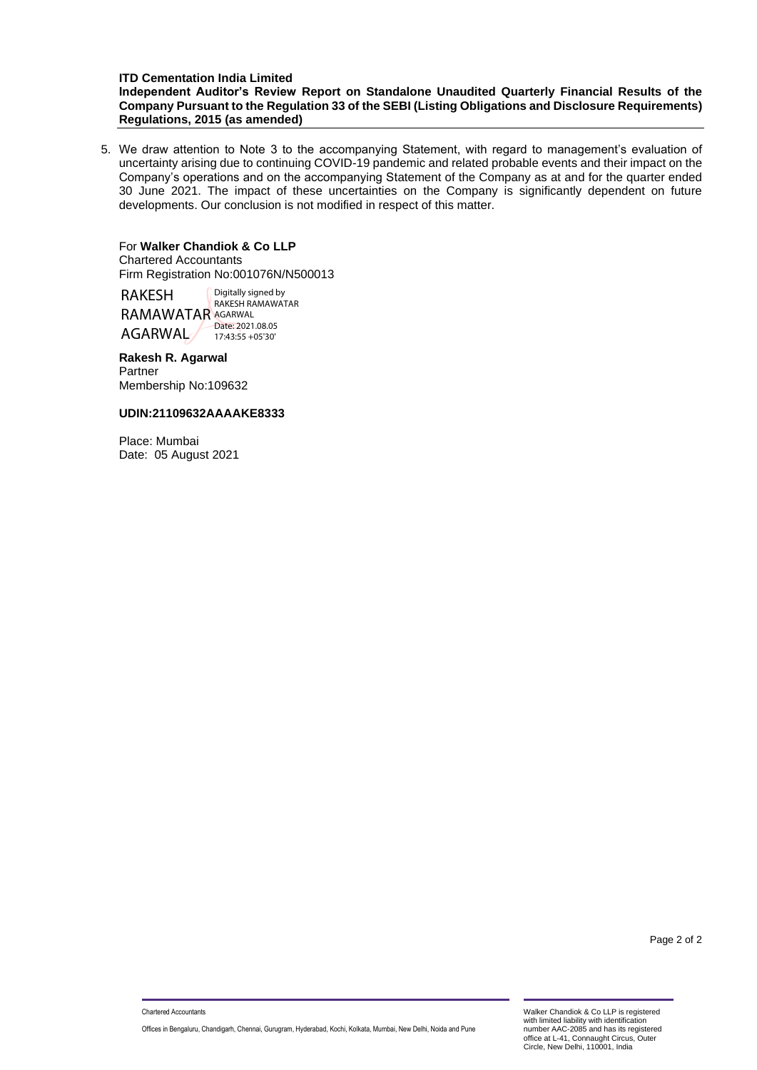**ITD Cementation India Limited**
**Independent Auditor's Review Report on Standalone Unaudited Quarterly Financial Results of the Company Pursuant to the Regulation 33 of the SEBI (Listing Obligations and Disclosure Requirements) Regulations, 2015 (as amended)**

5. We draw attention to Note 3 to the accompanying Statement, with regard to management's evaluation of uncertainty arising due to continuing COVID-19 pandemic and related probable events and their impact on the Company's operations and on the accompanying Statement of the Company as at and for the quarter ended 30 June 2021. The impact of these uncertainties on the Company is significantly dependent on future developments. Our conclusion is not modified in respect of this matter.

For **Walker Chandiok & Co LLP**
Chartered Accountants
Firm Registration No:001076N/N500013

RAKESH RAMAWATAR AGARWAL
Digitally signed by RAKESH RAMAWATAR AGARWAL
Date: 2021.08.05 17:43:55 +05'30'

**Rakesh R. Agarwal**
Partner
Membership No:109632

**UDIN:21109632AAAAKE8333**

Place: Mumbai
Date: 05 August 2021

Chartered Accountants

Offices in Bengaluru, Chandigarh, Chennai, Gurugram, Hyderabad, Kochi, Kolkata, Mumbai, New Delhi, Noida and Pune

Walker Chandiok & Co LLP is registered with limited liability with identification number AAC-2085 and has its registered office at L-41, Connaught Circus, Outer Circle, New Delhi, 110001, India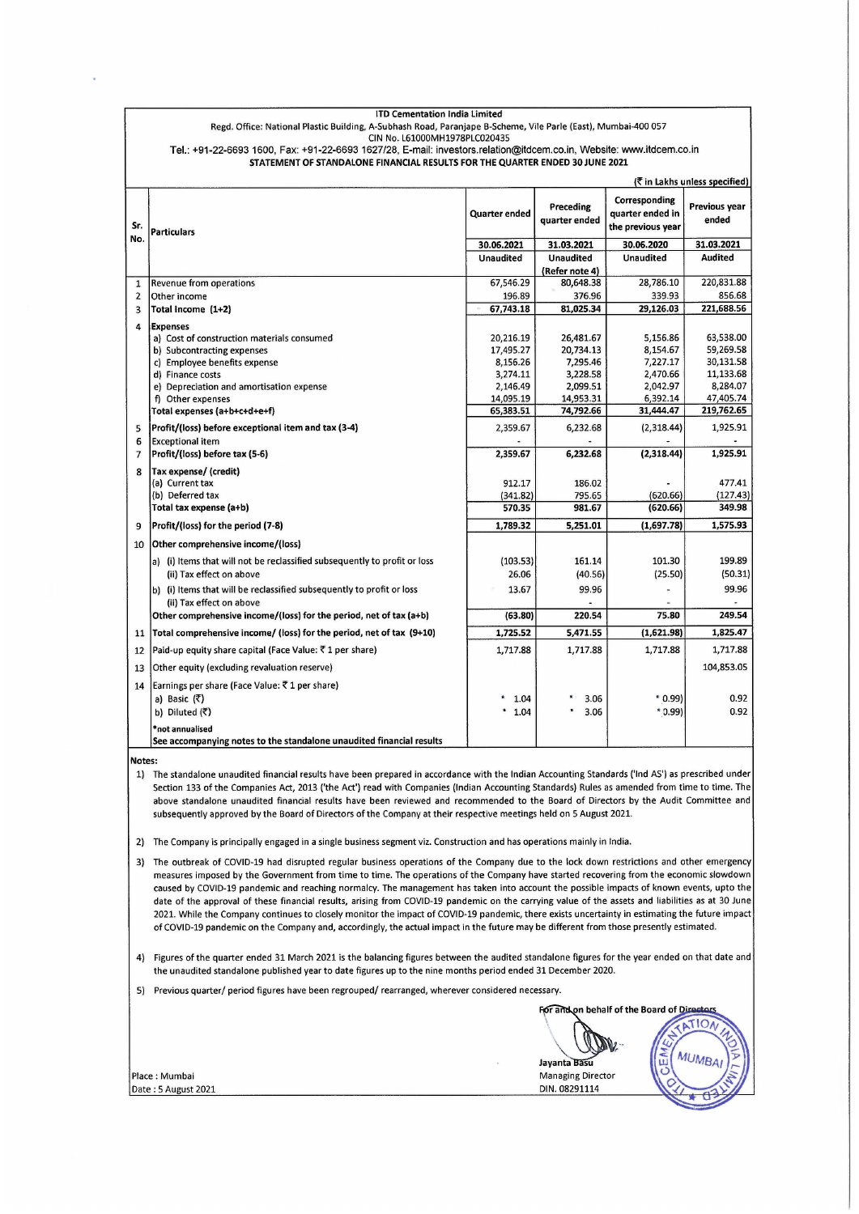**ITD Cementation India Limited**

Regd. Office: National Plastic Building, A-Subhash Road, Paranjape B-Scheme, Vile Parle (East), Mumbai-400 057

CIN No. L61000MH1978PLC020435

Tel.: +91-22-6693 1600, Fax: +91-22-6693 1627/28, E-mail: investors.relation@itdcem.co.in, Website: www.itdcem.co.in

**STATEMENT OF STANDALONE FINANCIAL RESULTS FOR THE QUARTER ENDED 30 JUNE 2021**

(₹ in Lakhs unless specified)

| Sr. No. | Particulars | Quarter ended | Preceding quarter ended | Corresponding quarter ended in the previous year | Previous year ended |
|---|---|---|---|---|---|
| | | 30.06.2021 | 31.03.2021 | 30.06.2020 | 31.03.2021 |
| | | Unaudited | Unaudited (Refer note 4) | Unaudited | Audited |
| 1 | Revenue from operations | 67,546.29 | 80,648.38 | 28,786.10 | 220,831.88 |
| 2 | Other income | 196.89 | 376.96 | 339.93 | 856.68 |
| 3 | **Total Income (1+2)** | **67,743.18** | **81,025.34** | **29,126.03** | **221,688.56** |
| 4 | **Expenses** | | | | |
| | a) Cost of construction materials consumed | 20,216.19 | 26,481.67 | 5,156.86 | 63,538.00 |
| | b) Subcontracting expenses | 17,495.27 | 20,734.13 | 8,154.67 | 59,269.58 |
| | c) Employee benefits expense | 8,156.26 | 7,295.46 | 7,227.17 | 30,131.58 |
| | d) Finance costs | 3,274.11 | 3,228.58 | 2,470.66 | 11,133.68 |
| | e) Depreciation and amortisation expense | 2,146.49 | 2,099.51 | 2,042.97 | 8,284.07 |
| | f) Other expenses | 14,095.19 | 14,953.31 | 6,392.14 | 47,405.74 |
| | Total expenses (a+b+c+d+e+f) | 65,383.51 | 74,792.66 | 31,444.47 | 219,762.65 |
| 5 | **Profit/(loss) before exceptional item and tax (3-4)** | 2,359.67 | 6,232.68 | (2,318.44) | 1,925.91 |
| 6 | Exceptional item | - | - | - | - |
| 7 | **Profit/(loss) before tax (5-6)** | **2,359.67** | **6,232.68** | **(2,318.44)** | **1,925.91** |
| 8 | **Tax expense/ (credit)** | | | | |
| | (a) Current tax | 912.17 | 186.02 | - | 477.41 |
| | (b) Deferred tax | (341.82) | 795.65 | (620.66) | (127.43) |
| | **Total tax expense (a+b)** | **570.35** | **981.67** | **(620.66)** | **349.98** |
| 9 | **Profit/(loss) for the period (7-8)** | **1,789.32** | **5,251.01** | **(1,697.78)** | **1,575.93** |
| 10 | **Other comprehensive income/(loss)** | | | | |
| | a) (i) Items that will not be reclassified subsequently to profit or loss | (103.53) | 161.14 | 101.30 | 199.89 |
| | (ii) Tax effect on above | 26.06 | (40.56) | (25.50) | (50.31) |
| | b) (i) Items that will be reclassified subsequently to profit or loss | 13.67 | 99.96 | - | 99.96 |
| | (ii) Tax effect on above | - | - | - | - |
| | **Other comprehensive income/(loss) for the period, net of tax (a+b)** | **(63.80)** | **220.54** | **75.80** | **249.54** |
| 11 | **Total comprehensive income/ (loss) for the period, net of tax (9+10)** | **1,725.52** | **5,471.55** | **(1,621.98)** | **1,825.47** |
| 12 | Paid-up equity share capital (Face Value: ₹ 1 per share) | 1,717.88 | 1,717.88 | 1,717.88 | 1,717.88 |
| 13 | Other equity (excluding revaluation reserve) | | | | 104,853.05 |
| 14 | Earnings per share (Face Value: ₹ 1 per share) | | | | |
| | a) Basic (₹) | * 1.04 | * 3.06 | * (0.99) | 0.92 |
| | b) Diluted (₹) | * 1.04 | * 3.06 | * (0.99) | 0.92 |
| | **\*not annualised** | | | | |
| | **See accompanying notes to the standalone unaudited financial results** | | | | |

**Notes:**

1) The standalone unaudited financial results have been prepared in accordance with the Indian Accounting Standards ('Ind AS') as prescribed under Section 133 of the Companies Act, 2013 ('the Act') read with Companies (Indian Accounting Standards) Rules as amended from time to time. The above standalone unaudited financial results have been reviewed and recommended to the Board of Directors by the Audit Committee and subsequently approved by the Board of Directors of the Company at their respective meetings held on 5 August 2021.

2) The Company is principally engaged in a single business segment viz. Construction and has operations mainly in India.

3) The outbreak of COVID-19 had disrupted regular business operations of the Company due to the lock down restrictions and other emergency measures imposed by the Government from time to time. The operations of the Company have started recovering from the economic slowdown caused by COVID-19 pandemic and reaching normalcy. The management has taken into account the possible impacts of known events, upto the date of the approval of these financial results, arising from COVID-19 pandemic on the carrying value of the assets and liabilities as at 30 June 2021. While the Company continues to closely monitor the impact of COVID-19 pandemic, there exists uncertainty in estimating the future impact of COVID-19 pandemic on the Company and, accordingly, the actual impact in the future may be different from those presently estimated.

4) Figures of the quarter ended 31 March 2021 is the balancing figures between the audited standalone figures for the year ended on that date and the unaudited standalone published year to date figures up to the nine months period ended 31 December 2020.

5) Previous quarter/ period figures have been regrouped/ rearranged, wherever considered necessary.

For and on behalf of the Board of Directors

Jayanta Basu
Managing Director
DIN. 08291114

Place : Mumbai
Date : 5 August 2021